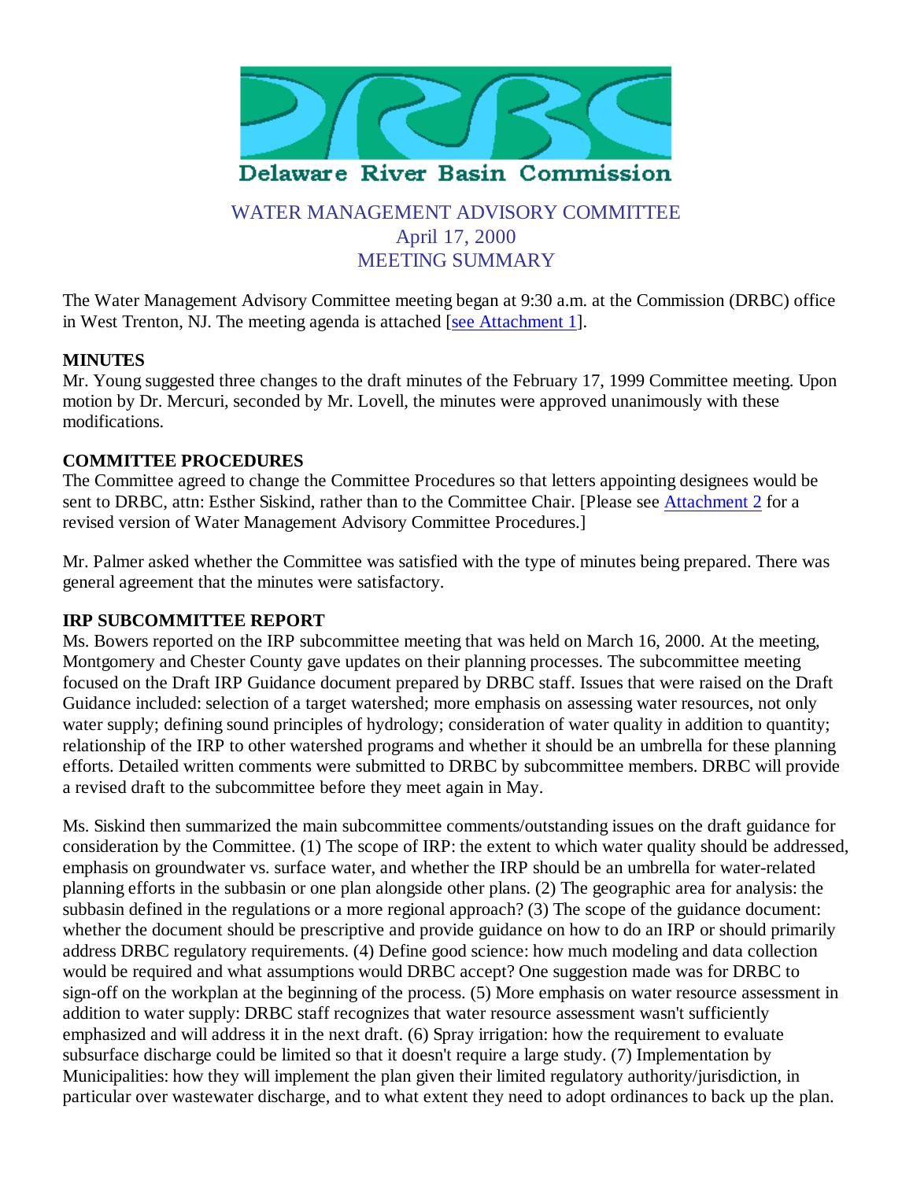Delaware River Basin Commission

# WATER MANAGEMENT ADVISORY COMMITTEE
## April 17, 2000
## MEETING SUMMARY

The Water Management Advisory Committee meeting began at 9:30 a.m. at the Commission (DRBC) office in West Trenton, NJ. The meeting agenda is attached [see Attachment 1].

**MINUTES**
Mr. Young suggested three changes to the draft minutes of the February 17, 1999 Committee meeting. Upon motion by Dr. Mercuri, seconded by Mr. Lovell, the minutes were approved unanimously with these modifications.

**COMMITTEE PROCEDURES**
The Committee agreed to change the Committee Procedures so that letters appointing designees would be sent to DRBC, attn: Esther Siskind, rather than to the Committee Chair. [Please see Attachment 2 for a revised version of Water Management Advisory Committee Procedures.]

Mr. Palmer asked whether the Committee was satisfied with the type of minutes being prepared. There was general agreement that the minutes were satisfactory.

**IRP SUBCOMMITTEE REPORT**
Ms. Bowers reported on the IRP subcommittee meeting that was held on March 16, 2000. At the meeting, Montgomery and Chester County gave updates on their planning processes. The subcommittee meeting focused on the Draft IRP Guidance document prepared by DRBC staff. Issues that were raised on the Draft Guidance included: selection of a target watershed; more emphasis on assessing water resources, not only water supply; defining sound principles of hydrology; consideration of water quality in addition to quantity; relationship of the IRP to other watershed programs and whether it should be an umbrella for these planning efforts. Detailed written comments were submitted to DRBC by subcommittee members. DRBC will provide a revised draft to the subcommittee before they meet again in May.

Ms. Siskind then summarized the main subcommittee comments/outstanding issues on the draft guidance for consideration by the Committee. (1) The scope of IRP: the extent to which water quality should be addressed, emphasis on groundwater vs. surface water, and whether the IRP should be an umbrella for water-related planning efforts in the subbasin or one plan alongside other plans. (2) The geographic area for analysis: the subbasin defined in the regulations or a more regional approach? (3) The scope of the guidance document: whether the document should be prescriptive and provide guidance on how to do an IRP or should primarily address DRBC regulatory requirements. (4) Define good science: how much modeling and data collection would be required and what assumptions would DRBC accept? One suggestion made was for DRBC to sign-off on the workplan at the beginning of the process. (5) More emphasis on water resource assessment in addition to water supply: DRBC staff recognizes that water resource assessment wasn't sufficiently emphasized and will address it in the next draft. (6) Spray irrigation: how the requirement to evaluate subsurface discharge could be limited so that it doesn't require a large study. (7) Implementation by Municipalities: how they will implement the plan given their limited regulatory authority/jurisdiction, in particular over wastewater discharge, and to what extent they need to adopt ordinances to back up the plan.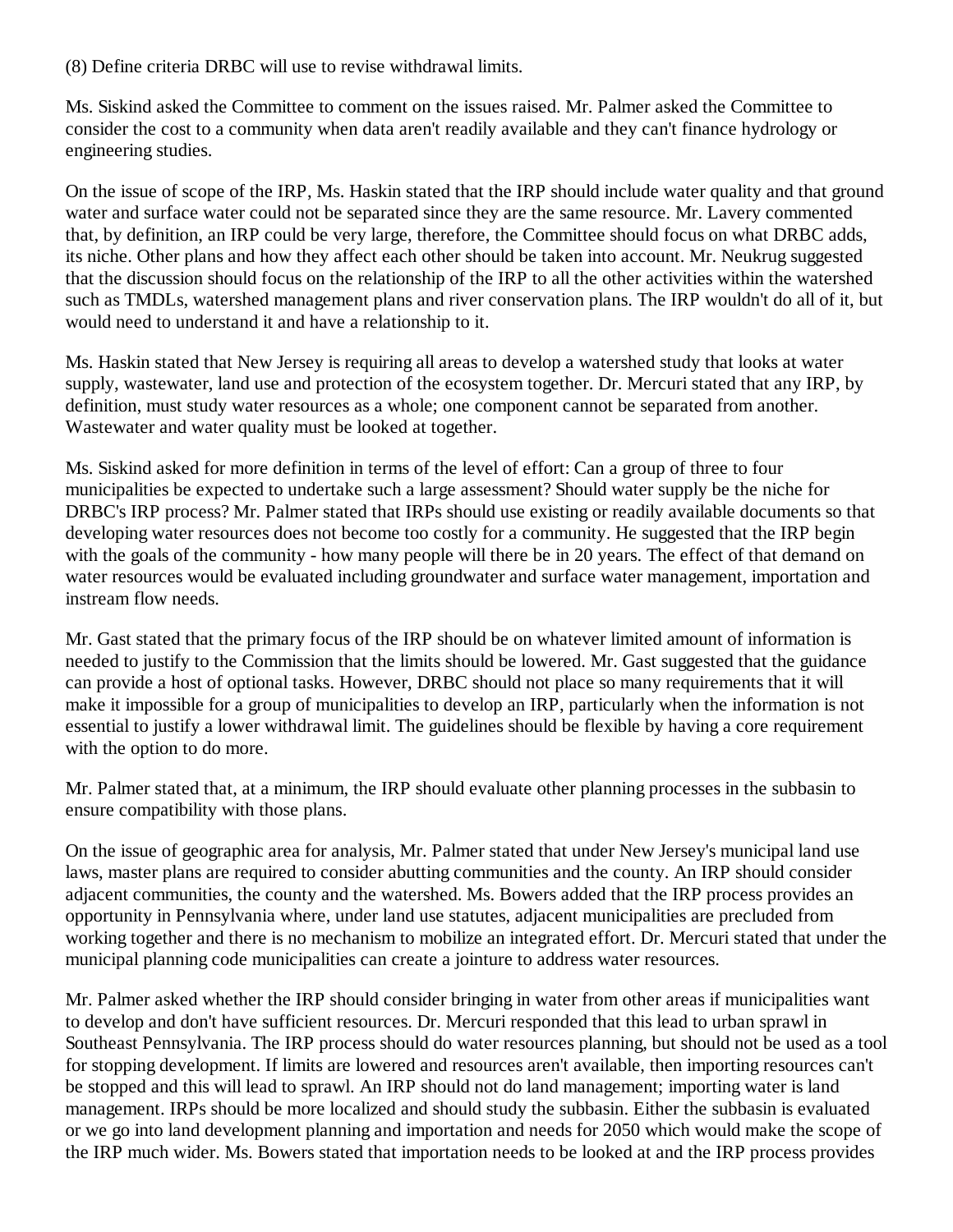(8) Define criteria DRBC will use to revise withdrawal limits.

Ms. Siskind asked the Committee to comment on the issues raised. Mr. Palmer asked the Committee to consider the cost to a community when data aren't readily available and they can't finance hydrology or engineering studies.

On the issue of scope of the IRP, Ms. Haskin stated that the IRP should include water quality and that ground water and surface water could not be separated since they are the same resource. Mr. Lavery commented that, by definition, an IRP could be very large, therefore, the Committee should focus on what DRBC adds, its niche. Other plans and how they affect each other should be taken into account. Mr. Neukrug suggested that the discussion should focus on the relationship of the IRP to all the other activities within the watershed such as TMDLs, watershed management plans and river conservation plans. The IRP wouldn't do all of it, but would need to understand it and have a relationship to it.

Ms. Haskin stated that New Jersey is requiring all areas to develop a watershed study that looks at water supply, wastewater, land use and protection of the ecosystem together. Dr. Mercuri stated that any IRP, by definition, must study water resources as a whole; one component cannot be separated from another. Wastewater and water quality must be looked at together.

Ms. Siskind asked for more definition in terms of the level of effort: Can a group of three to four municipalities be expected to undertake such a large assessment? Should water supply be the niche for DRBC's IRP process? Mr. Palmer stated that IRPs should use existing or readily available documents so that developing water resources does not become too costly for a community. He suggested that the IRP begin with the goals of the community - how many people will there be in 20 years. The effect of that demand on water resources would be evaluated including groundwater and surface water management, importation and instream flow needs.

Mr. Gast stated that the primary focus of the IRP should be on whatever limited amount of information is needed to justify to the Commission that the limits should be lowered. Mr. Gast suggested that the guidance can provide a host of optional tasks. However, DRBC should not place so many requirements that it will make it impossible for a group of municipalities to develop an IRP, particularly when the information is not essential to justify a lower withdrawal limit. The guidelines should be flexible by having a core requirement with the option to do more.

Mr. Palmer stated that, at a minimum, the IRP should evaluate other planning processes in the subbasin to ensure compatibility with those plans.

On the issue of geographic area for analysis, Mr. Palmer stated that under New Jersey's municipal land use laws, master plans are required to consider abutting communities and the county. An IRP should consider adjacent communities, the county and the watershed. Ms. Bowers added that the IRP process provides an opportunity in Pennsylvania where, under land use statutes, adjacent municipalities are precluded from working together and there is no mechanism to mobilize an integrated effort. Dr. Mercuri stated that under the municipal planning code municipalities can create a jointure to address water resources.

Mr. Palmer asked whether the IRP should consider bringing in water from other areas if municipalities want to develop and don't have sufficient resources. Dr. Mercuri responded that this lead to urban sprawl in Southeast Pennsylvania. The IRP process should do water resources planning, but should not be used as a tool for stopping development. If limits are lowered and resources aren't available, then importing resources can't be stopped and this will lead to sprawl. An IRP should not do land management; importing water is land management. IRPs should be more localized and should study the subbasin. Either the subbasin is evaluated or we go into land development planning and importation and needs for 2050 which would make the scope of the IRP much wider. Ms. Bowers stated that importation needs to be looked at and the IRP process provides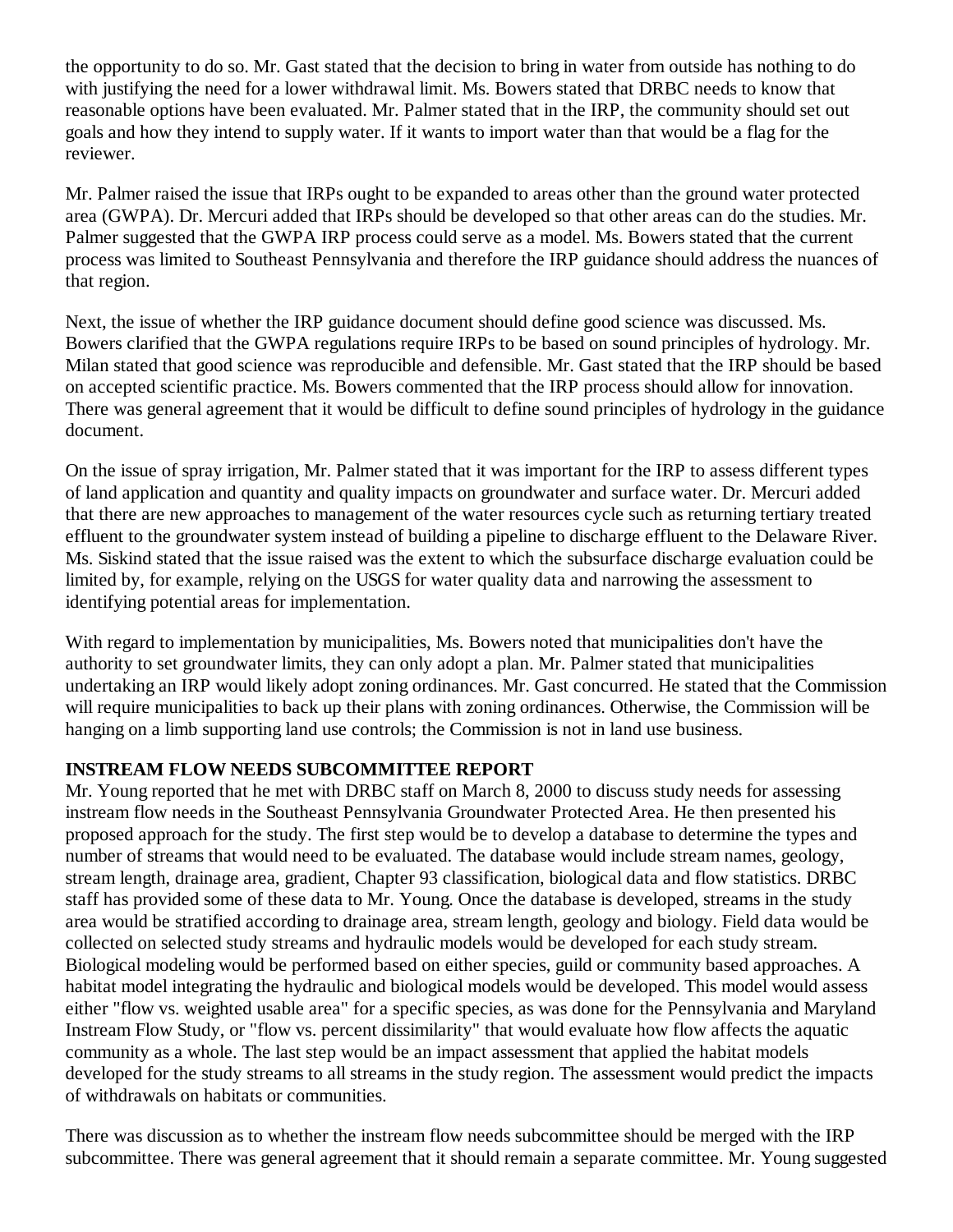the opportunity to do so. Mr. Gast stated that the decision to bring in water from outside has nothing to do with justifying the need for a lower withdrawal limit. Ms. Bowers stated that DRBC needs to know that reasonable options have been evaluated. Mr. Palmer stated that in the IRP, the community should set out goals and how they intend to supply water. If it wants to import water than that would be a flag for the reviewer.

Mr. Palmer raised the issue that IRPs ought to be expanded to areas other than the ground water protected area (GWPA). Dr. Mercuri added that IRPs should be developed so that other areas can do the studies. Mr. Palmer suggested that the GWPA IRP process could serve as a model. Ms. Bowers stated that the current process was limited to Southeast Pennsylvania and therefore the IRP guidance should address the nuances of that region.

Next, the issue of whether the IRP guidance document should define good science was discussed. Ms. Bowers clarified that the GWPA regulations require IRPs to be based on sound principles of hydrology. Mr. Milan stated that good science was reproducible and defensible. Mr. Gast stated that the IRP should be based on accepted scientific practice. Ms. Bowers commented that the IRP process should allow for innovation. There was general agreement that it would be difficult to define sound principles of hydrology in the guidance document.

On the issue of spray irrigation, Mr. Palmer stated that it was important for the IRP to assess different types of land application and quantity and quality impacts on groundwater and surface water. Dr. Mercuri added that there are new approaches to management of the water resources cycle such as returning tertiary treated effluent to the groundwater system instead of building a pipeline to discharge effluent to the Delaware River. Ms. Siskind stated that the issue raised was the extent to which the subsurface discharge evaluation could be limited by, for example, relying on the USGS for water quality data and narrowing the assessment to identifying potential areas for implementation.

With regard to implementation by municipalities, Ms. Bowers noted that municipalities don't have the authority to set groundwater limits, they can only adopt a plan. Mr. Palmer stated that municipalities undertaking an IRP would likely adopt zoning ordinances. Mr. Gast concurred. He stated that the Commission will require municipalities to back up their plans with zoning ordinances. Otherwise, the Commission will be hanging on a limb supporting land use controls; the Commission is not in land use business.

**INSTREAM FLOW NEEDS SUBCOMMITTEE REPORT**

Mr. Young reported that he met with DRBC staff on March 8, 2000 to discuss study needs for assessing instream flow needs in the Southeast Pennsylvania Groundwater Protected Area. He then presented his proposed approach for the study. The first step would be to develop a database to determine the types and number of streams that would need to be evaluated. The database would include stream names, geology, stream length, drainage area, gradient, Chapter 93 classification, biological data and flow statistics. DRBC staff has provided some of these data to Mr. Young. Once the database is developed, streams in the study area would be stratified according to drainage area, stream length, geology and biology. Field data would be collected on selected study streams and hydraulic models would be developed for each study stream. Biological modeling would be performed based on either species, guild or community based approaches. A habitat model integrating the hydraulic and biological models would be developed. This model would assess either "flow vs. weighted usable area" for a specific species, as was done for the Pennsylvania and Maryland Instream Flow Study, or "flow vs. percent dissimilarity" that would evaluate how flow affects the aquatic community as a whole. The last step would be an impact assessment that applied the habitat models developed for the study streams to all streams in the study region. The assessment would predict the impacts of withdrawals on habitats or communities.

There was discussion as to whether the instream flow needs subcommittee should be merged with the IRP subcommittee. There was general agreement that it should remain a separate committee. Mr. Young suggested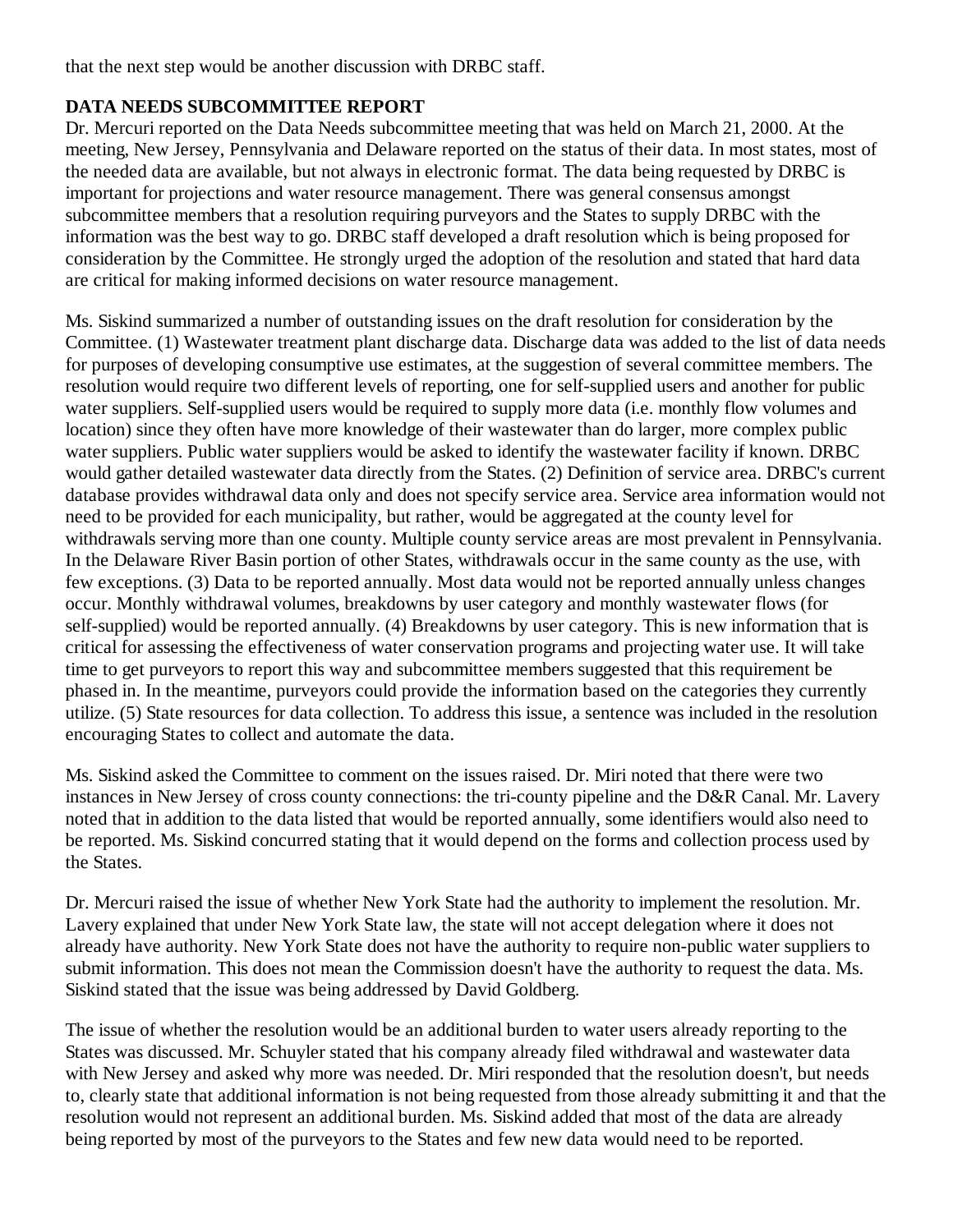that the next step would be another discussion with DRBC staff.

**DATA NEEDS SUBCOMMITTEE REPORT**

Dr. Mercuri reported on the Data Needs subcommittee meeting that was held on March 21, 2000. At the meeting, New Jersey, Pennsylvania and Delaware reported on the status of their data. In most states, most of the needed data are available, but not always in electronic format. The data being requested by DRBC is important for projections and water resource management. There was general consensus amongst subcommittee members that a resolution requiring purveyors and the States to supply DRBC with the information was the best way to go. DRBC staff developed a draft resolution which is being proposed for consideration by the Committee. He strongly urged the adoption of the resolution and stated that hard data are critical for making informed decisions on water resource management.

Ms. Siskind summarized a number of outstanding issues on the draft resolution for consideration by the Committee. (1) Wastewater treatment plant discharge data. Discharge data was added to the list of data needs for purposes of developing consumptive use estimates, at the suggestion of several committee members. The resolution would require two different levels of reporting, one for self-supplied users and another for public water suppliers. Self-supplied users would be required to supply more data (i.e. monthly flow volumes and location) since they often have more knowledge of their wastewater than do larger, more complex public water suppliers. Public water suppliers would be asked to identify the wastewater facility if known. DRBC would gather detailed wastewater data directly from the States. (2) Definition of service area. DRBC's current database provides withdrawal data only and does not specify service area. Service area information would not need to be provided for each municipality, but rather, would be aggregated at the county level for withdrawals serving more than one county. Multiple county service areas are most prevalent in Pennsylvania. In the Delaware River Basin portion of other States, withdrawals occur in the same county as the use, with few exceptions. (3) Data to be reported annually. Most data would not be reported annually unless changes occur. Monthly withdrawal volumes, breakdowns by user category and monthly wastewater flows (for self-supplied) would be reported annually. (4) Breakdowns by user category. This is new information that is critical for assessing the effectiveness of water conservation programs and projecting water use. It will take time to get purveyors to report this way and subcommittee members suggested that this requirement be phased in. In the meantime, purveyors could provide the information based on the categories they currently utilize. (5) State resources for data collection. To address this issue, a sentence was included in the resolution encouraging States to collect and automate the data.

Ms. Siskind asked the Committee to comment on the issues raised. Dr. Miri noted that there were two instances in New Jersey of cross county connections: the tri-county pipeline and the D&R Canal. Mr. Lavery noted that in addition to the data listed that would be reported annually, some identifiers would also need to be reported. Ms. Siskind concurred stating that it would depend on the forms and collection process used by the States.

Dr. Mercuri raised the issue of whether New York State had the authority to implement the resolution. Mr. Lavery explained that under New York State law, the state will not accept delegation where it does not already have authority. New York State does not have the authority to require non-public water suppliers to submit information. This does not mean the Commission doesn't have the authority to request the data. Ms. Siskind stated that the issue was being addressed by David Goldberg.

The issue of whether the resolution would be an additional burden to water users already reporting to the States was discussed. Mr. Schuyler stated that his company already filed withdrawal and wastewater data with New Jersey and asked why more was needed. Dr. Miri responded that the resolution doesn't, but needs to, clearly state that additional information is not being requested from those already submitting it and that the resolution would not represent an additional burden. Ms. Siskind added that most of the data are already being reported by most of the purveyors to the States and few new data would need to be reported.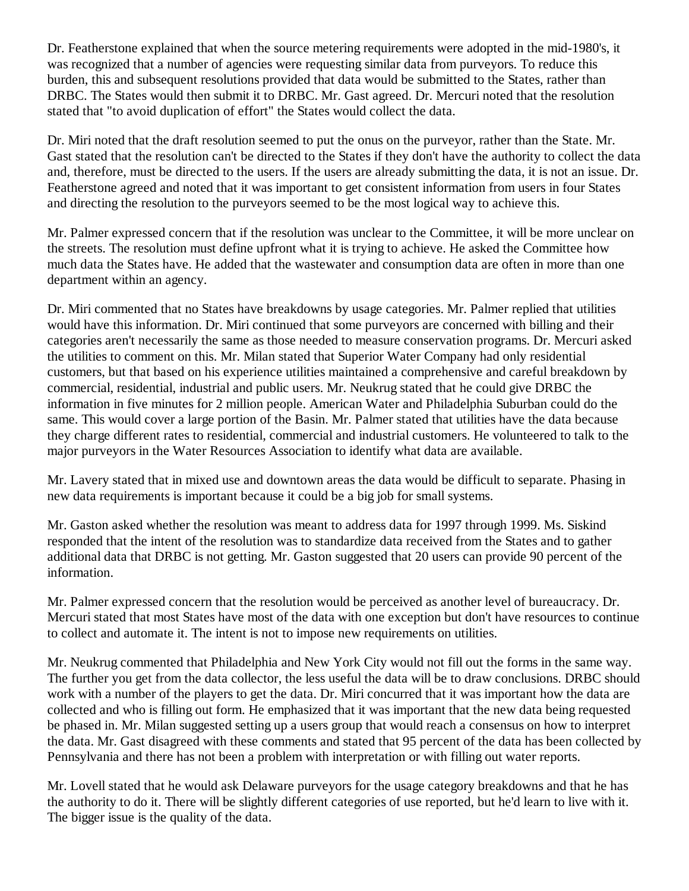Dr. Featherstone explained that when the source metering requirements were adopted in the mid-1980's, it was recognized that a number of agencies were requesting similar data from purveyors. To reduce this burden, this and subsequent resolutions provided that data would be submitted to the States, rather than DRBC. The States would then submit it to DRBC. Mr. Gast agreed. Dr. Mercuri noted that the resolution stated that "to avoid duplication of effort" the States would collect the data.

Dr. Miri noted that the draft resolution seemed to put the onus on the purveyor, rather than the State. Mr. Gast stated that the resolution can't be directed to the States if they don't have the authority to collect the data and, therefore, must be directed to the users. If the users are already submitting the data, it is not an issue. Dr. Featherstone agreed and noted that it was important to get consistent information from users in four States and directing the resolution to the purveyors seemed to be the most logical way to achieve this.

Mr. Palmer expressed concern that if the resolution was unclear to the Committee, it will be more unclear on the streets. The resolution must define upfront what it is trying to achieve. He asked the Committee how much data the States have. He added that the wastewater and consumption data are often in more than one department within an agency.

Dr. Miri commented that no States have breakdowns by usage categories. Mr. Palmer replied that utilities would have this information. Dr. Miri continued that some purveyors are concerned with billing and their categories aren't necessarily the same as those needed to measure conservation programs. Dr. Mercuri asked the utilities to comment on this. Mr. Milan stated that Superior Water Company had only residential customers, but that based on his experience utilities maintained a comprehensive and careful breakdown by commercial, residential, industrial and public users. Mr. Neukrug stated that he could give DRBC the information in five minutes for 2 million people. American Water and Philadelphia Suburban could do the same. This would cover a large portion of the Basin. Mr. Palmer stated that utilities have the data because they charge different rates to residential, commercial and industrial customers. He volunteered to talk to the major purveyors in the Water Resources Association to identify what data are available.

Mr. Lavery stated that in mixed use and downtown areas the data would be difficult to separate. Phasing in new data requirements is important because it could be a big job for small systems.

Mr. Gaston asked whether the resolution was meant to address data for 1997 through 1999. Ms. Siskind responded that the intent of the resolution was to standardize data received from the States and to gather additional data that DRBC is not getting. Mr. Gaston suggested that 20 users can provide 90 percent of the information.

Mr. Palmer expressed concern that the resolution would be perceived as another level of bureaucracy. Dr. Mercuri stated that most States have most of the data with one exception but don't have resources to continue to collect and automate it. The intent is not to impose new requirements on utilities.

Mr. Neukrug commented that Philadelphia and New York City would not fill out the forms in the same way. The further you get from the data collector, the less useful the data will be to draw conclusions. DRBC should work with a number of the players to get the data. Dr. Miri concurred that it was important how the data are collected and who is filling out form. He emphasized that it was important that the new data being requested be phased in. Mr. Milan suggested setting up a users group that would reach a consensus on how to interpret the data. Mr. Gast disagreed with these comments and stated that 95 percent of the data has been collected by Pennsylvania and there has not been a problem with interpretation or with filling out water reports.

Mr. Lovell stated that he would ask Delaware purveyors for the usage category breakdowns and that he has the authority to do it. There will be slightly different categories of use reported, but he'd learn to live with it. The bigger issue is the quality of the data.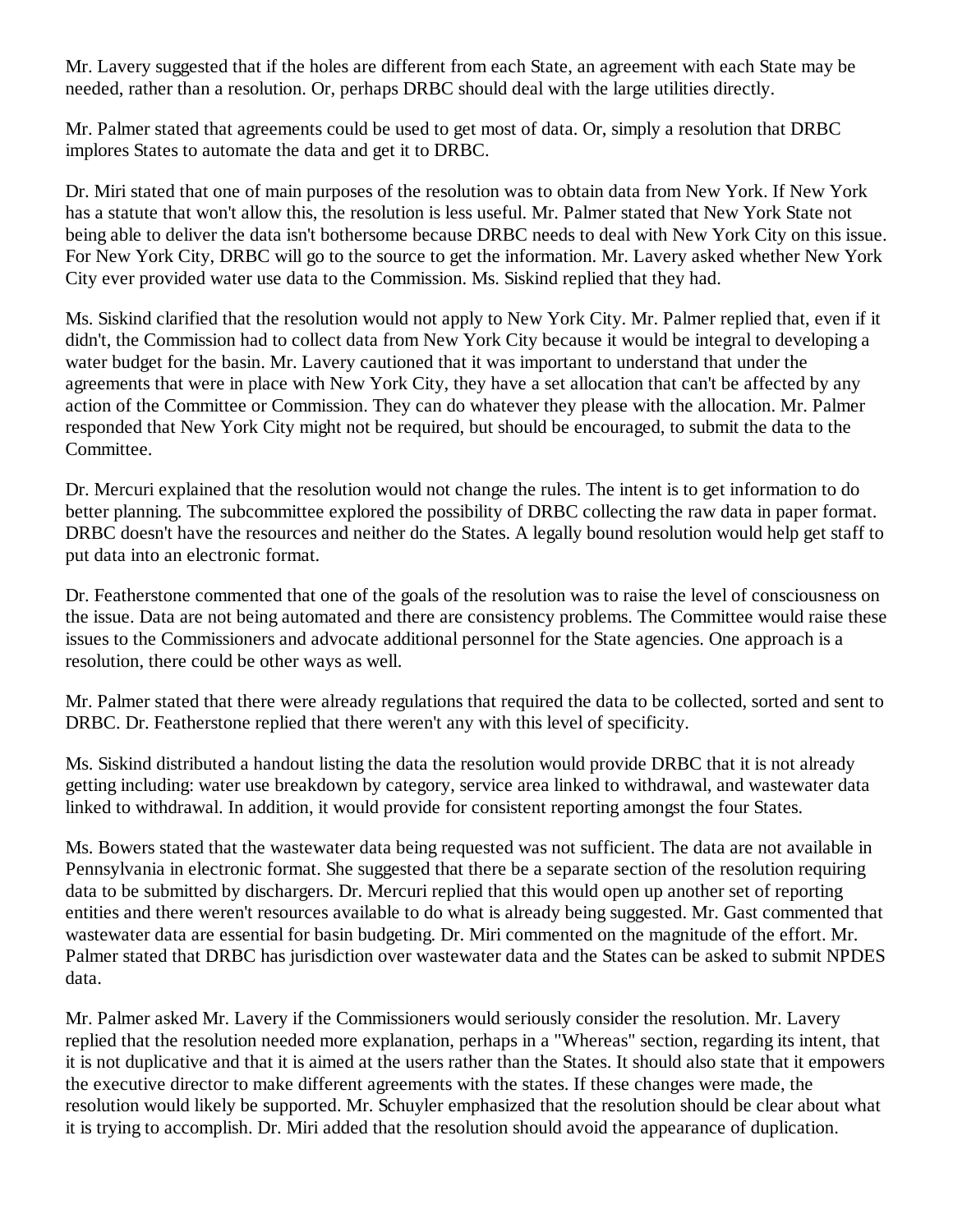Mr. Lavery suggested that if the holes are different from each State, an agreement with each State may be needed, rather than a resolution. Or, perhaps DRBC should deal with the large utilities directly.

Mr. Palmer stated that agreements could be used to get most of data. Or, simply a resolution that DRBC implores States to automate the data and get it to DRBC.

Dr. Miri stated that one of main purposes of the resolution was to obtain data from New York. If New York has a statute that won't allow this, the resolution is less useful. Mr. Palmer stated that New York State not being able to deliver the data isn't bothersome because DRBC needs to deal with New York City on this issue. For New York City, DRBC will go to the source to get the information. Mr. Lavery asked whether New York City ever provided water use data to the Commission. Ms. Siskind replied that they had.

Ms. Siskind clarified that the resolution would not apply to New York City. Mr. Palmer replied that, even if it didn't, the Commission had to collect data from New York City because it would be integral to developing a water budget for the basin. Mr. Lavery cautioned that it was important to understand that under the agreements that were in place with New York City, they have a set allocation that can't be affected by any action of the Committee or Commission. They can do whatever they please with the allocation. Mr. Palmer responded that New York City might not be required, but should be encouraged, to submit the data to the Committee.

Dr. Mercuri explained that the resolution would not change the rules. The intent is to get information to do better planning. The subcommittee explored the possibility of DRBC collecting the raw data in paper format. DRBC doesn't have the resources and neither do the States. A legally bound resolution would help get staff to put data into an electronic format.

Dr. Featherstone commented that one of the goals of the resolution was to raise the level of consciousness on the issue. Data are not being automated and there are consistency problems. The Committee would raise these issues to the Commissioners and advocate additional personnel for the State agencies. One approach is a resolution, there could be other ways as well.

Mr. Palmer stated that there were already regulations that required the data to be collected, sorted and sent to DRBC. Dr. Featherstone replied that there weren't any with this level of specificity.

Ms. Siskind distributed a handout listing the data the resolution would provide DRBC that it is not already getting including: water use breakdown by category, service area linked to withdrawal, and wastewater data linked to withdrawal. In addition, it would provide for consistent reporting amongst the four States.

Ms. Bowers stated that the wastewater data being requested was not sufficient. The data are not available in Pennsylvania in electronic format. She suggested that there be a separate section of the resolution requiring data to be submitted by dischargers. Dr. Mercuri replied that this would open up another set of reporting entities and there weren't resources available to do what is already being suggested. Mr. Gast commented that wastewater data are essential for basin budgeting. Dr. Miri commented on the magnitude of the effort. Mr. Palmer stated that DRBC has jurisdiction over wastewater data and the States can be asked to submit NPDES data.

Mr. Palmer asked Mr. Lavery if the Commissioners would seriously consider the resolution. Mr. Lavery replied that the resolution needed more explanation, perhaps in a "Whereas" section, regarding its intent, that it is not duplicative and that it is aimed at the users rather than the States. It should also state that it empowers the executive director to make different agreements with the states. If these changes were made, the resolution would likely be supported. Mr. Schuyler emphasized that the resolution should be clear about what it is trying to accomplish. Dr. Miri added that the resolution should avoid the appearance of duplication.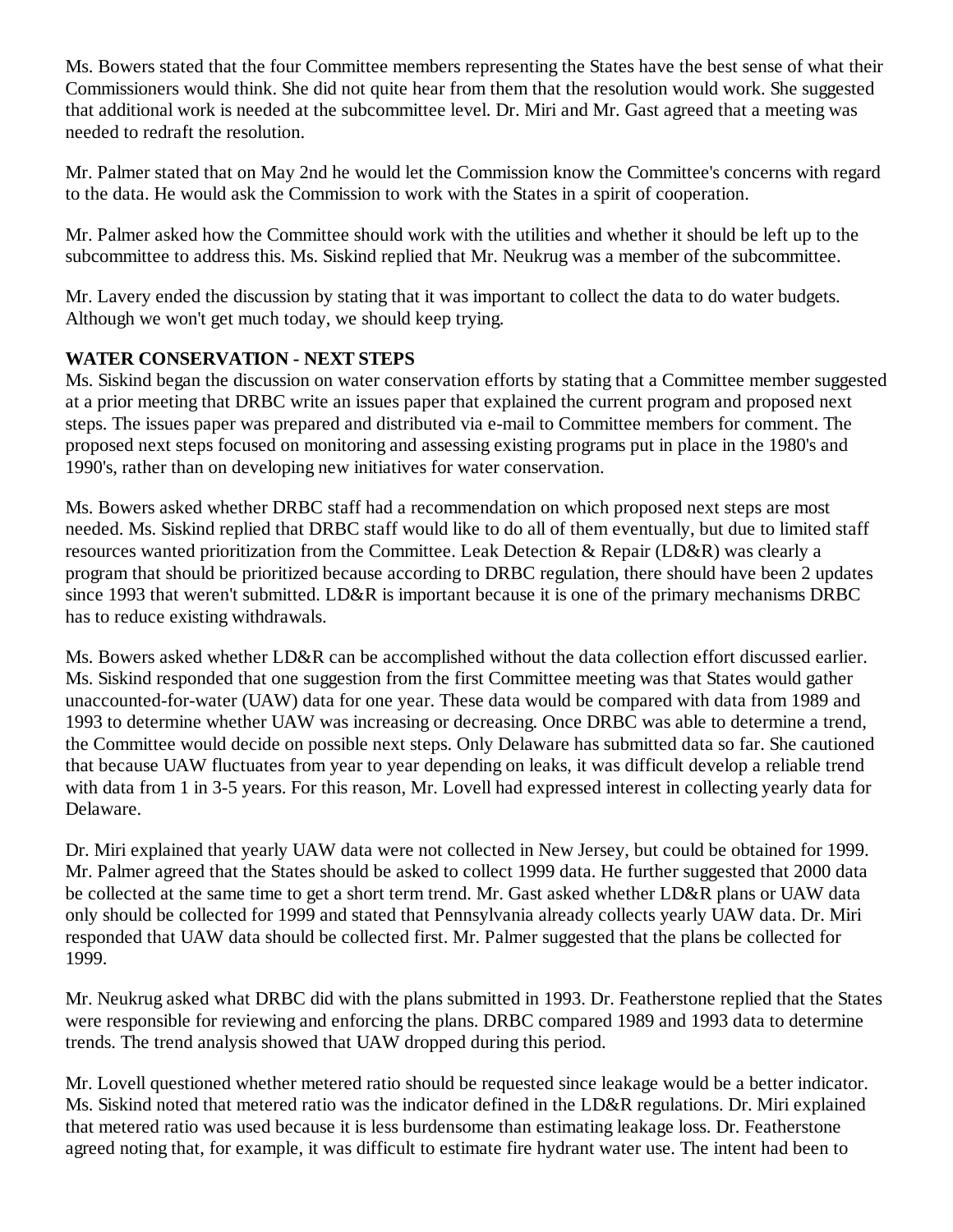Ms. Bowers stated that the four Committee members representing the States have the best sense of what their Commissioners would think. She did not quite hear from them that the resolution would work. She suggested that additional work is needed at the subcommittee level. Dr. Miri and Mr. Gast agreed that a meeting was needed to redraft the resolution.

Mr. Palmer stated that on May 2nd he would let the Commission know the Committee's concerns with regard to the data. He would ask the Commission to work with the States in a spirit of cooperation.

Mr. Palmer asked how the Committee should work with the utilities and whether it should be left up to the subcommittee to address this. Ms. Siskind replied that Mr. Neukrug was a member of the subcommittee.

Mr. Lavery ended the discussion by stating that it was important to collect the data to do water budgets. Although we won't get much today, we should keep trying.

**WATER CONSERVATION - NEXT STEPS**

Ms. Siskind began the discussion on water conservation efforts by stating that a Committee member suggested at a prior meeting that DRBC write an issues paper that explained the current program and proposed next steps. The issues paper was prepared and distributed via e-mail to Committee members for comment. The proposed next steps focused on monitoring and assessing existing programs put in place in the 1980's and 1990's, rather than on developing new initiatives for water conservation.

Ms. Bowers asked whether DRBC staff had a recommendation on which proposed next steps are most needed. Ms. Siskind replied that DRBC staff would like to do all of them eventually, but due to limited staff resources wanted prioritization from the Committee. Leak Detection & Repair (LD&R) was clearly a program that should be prioritized because according to DRBC regulation, there should have been 2 updates since 1993 that weren't submitted. LD&R is important because it is one of the primary mechanisms DRBC has to reduce existing withdrawals.

Ms. Bowers asked whether LD&R can be accomplished without the data collection effort discussed earlier. Ms. Siskind responded that one suggestion from the first Committee meeting was that States would gather unaccounted-for-water (UAW) data for one year. These data would be compared with data from 1989 and 1993 to determine whether UAW was increasing or decreasing. Once DRBC was able to determine a trend, the Committee would decide on possible next steps. Only Delaware has submitted data so far. She cautioned that because UAW fluctuates from year to year depending on leaks, it was difficult develop a reliable trend with data from 1 in 3-5 years. For this reason, Mr. Lovell had expressed interest in collecting yearly data for Delaware.

Dr. Miri explained that yearly UAW data were not collected in New Jersey, but could be obtained for 1999. Mr. Palmer agreed that the States should be asked to collect 1999 data. He further suggested that 2000 data be collected at the same time to get a short term trend. Mr. Gast asked whether LD&R plans or UAW data only should be collected for 1999 and stated that Pennsylvania already collects yearly UAW data. Dr. Miri responded that UAW data should be collected first. Mr. Palmer suggested that the plans be collected for 1999.

Mr. Neukrug asked what DRBC did with the plans submitted in 1993. Dr. Featherstone replied that the States were responsible for reviewing and enforcing the plans. DRBC compared 1989 and 1993 data to determine trends. The trend analysis showed that UAW dropped during this period.

Mr. Lovell questioned whether metered ratio should be requested since leakage would be a better indicator. Ms. Siskind noted that metered ratio was the indicator defined in the LD&R regulations. Dr. Miri explained that metered ratio was used because it is less burdensome than estimating leakage loss. Dr. Featherstone agreed noting that, for example, it was difficult to estimate fire hydrant water use. The intent had been to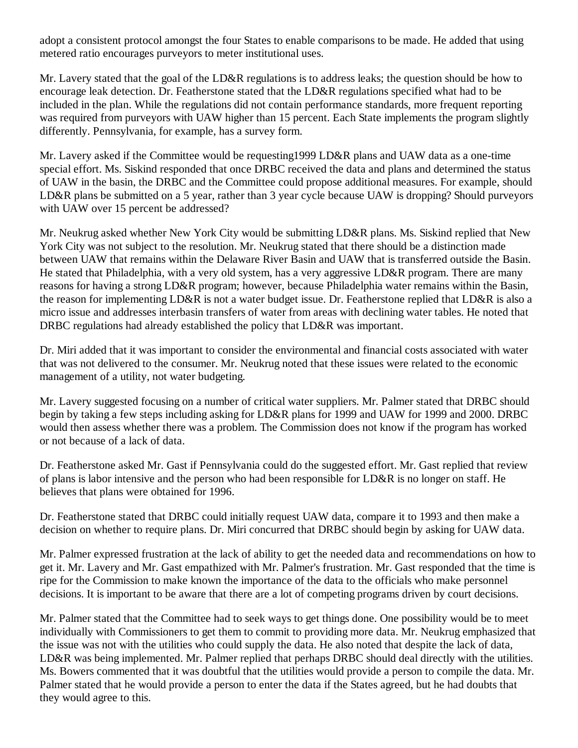adopt a consistent protocol amongst the four States to enable comparisons to be made. He added that using metered ratio encourages purveyors to meter institutional uses.

Mr. Lavery stated that the goal of the LD&R regulations is to address leaks; the question should be how to encourage leak detection. Dr. Featherstone stated that the LD&R regulations specified what had to be included in the plan. While the regulations did not contain performance standards, more frequent reporting was required from purveyors with UAW higher than 15 percent. Each State implements the program slightly differently. Pennsylvania, for example, has a survey form.

Mr. Lavery asked if the Committee would be requesting1999 LD&R plans and UAW data as a one-time special effort. Ms. Siskind responded that once DRBC received the data and plans and determined the status of UAW in the basin, the DRBC and the Committee could propose additional measures. For example, should LD&R plans be submitted on a 5 year, rather than 3 year cycle because UAW is dropping? Should purveyors with UAW over 15 percent be addressed?

Mr. Neukrug asked whether New York City would be submitting LD&R plans. Ms. Siskind replied that New York City was not subject to the resolution. Mr. Neukrug stated that there should be a distinction made between UAW that remains within the Delaware River Basin and UAW that is transferred outside the Basin. He stated that Philadelphia, with a very old system, has a very aggressive LD&R program. There are many reasons for having a strong LD&R program; however, because Philadelphia water remains within the Basin, the reason for implementing LD&R is not a water budget issue. Dr. Featherstone replied that LD&R is also a micro issue and addresses interbasin transfers of water from areas with declining water tables. He noted that DRBC regulations had already established the policy that LD&R was important.

Dr. Miri added that it was important to consider the environmental and financial costs associated with water that was not delivered to the consumer. Mr. Neukrug noted that these issues were related to the economic management of a utility, not water budgeting.

Mr. Lavery suggested focusing on a number of critical water suppliers. Mr. Palmer stated that DRBC should begin by taking a few steps including asking for LD&R plans for 1999 and UAW for 1999 and 2000. DRBC would then assess whether there was a problem. The Commission does not know if the program has worked or not because of a lack of data.

Dr. Featherstone asked Mr. Gast if Pennsylvania could do the suggested effort. Mr. Gast replied that review of plans is labor intensive and the person who had been responsible for LD&R is no longer on staff. He believes that plans were obtained for 1996.

Dr. Featherstone stated that DRBC could initially request UAW data, compare it to 1993 and then make a decision on whether to require plans. Dr. Miri concurred that DRBC should begin by asking for UAW data.

Mr. Palmer expressed frustration at the lack of ability to get the needed data and recommendations on how to get it. Mr. Lavery and Mr. Gast empathized with Mr. Palmer's frustration. Mr. Gast responded that the time is ripe for the Commission to make known the importance of the data to the officials who make personnel decisions. It is important to be aware that there are a lot of competing programs driven by court decisions.

Mr. Palmer stated that the Committee had to seek ways to get things done. One possibility would be to meet individually with Commissioners to get them to commit to providing more data. Mr. Neukrug emphasized that the issue was not with the utilities who could supply the data. He also noted that despite the lack of data, LD&R was being implemented. Mr. Palmer replied that perhaps DRBC should deal directly with the utilities. Ms. Bowers commented that it was doubtful that the utilities would provide a person to compile the data. Mr. Palmer stated that he would provide a person to enter the data if the States agreed, but he had doubts that they would agree to this.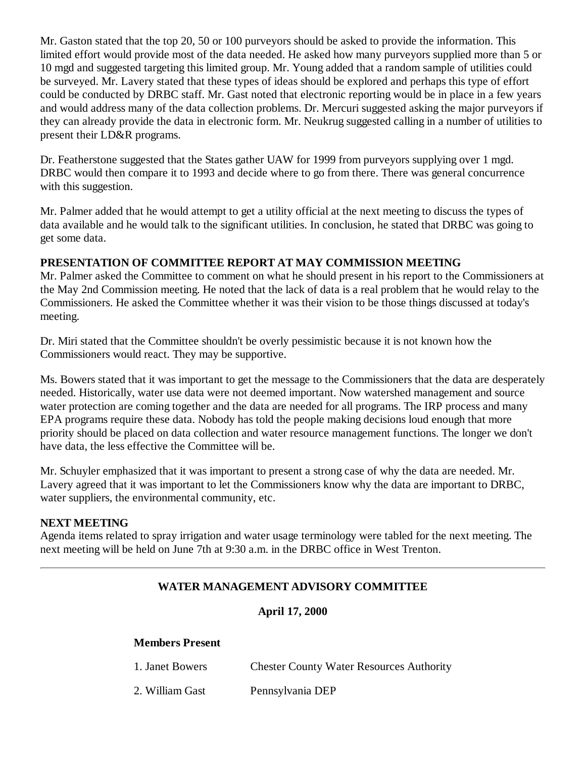Mr. Gaston stated that the top 20, 50 or 100 purveyors should be asked to provide the information. This limited effort would provide most of the data needed. He asked how many purveyors supplied more than 5 or 10 mgd and suggested targeting this limited group. Mr. Young added that a random sample of utilities could be surveyed. Mr. Lavery stated that these types of ideas should be explored and perhaps this type of effort could be conducted by DRBC staff. Mr. Gast noted that electronic reporting would be in place in a few years and would address many of the data collection problems. Dr. Mercuri suggested asking the major purveyors if they can already provide the data in electronic form. Mr. Neukrug suggested calling in a number of utilities to present their LD&R programs.

Dr. Featherstone suggested that the States gather UAW for 1999 from purveyors supplying over 1 mgd. DRBC would then compare it to 1993 and decide where to go from there. There was general concurrence with this suggestion.

Mr. Palmer added that he would attempt to get a utility official at the next meeting to discuss the types of data available and he would talk to the significant utilities. In conclusion, he stated that DRBC was going to get some data.

**PRESENTATION OF COMMITTEE REPORT AT MAY COMMISSION MEETING**

Mr. Palmer asked the Committee to comment on what he should present in his report to the Commissioners at the May 2nd Commission meeting. He noted that the lack of data is a real problem that he would relay to the Commissioners. He asked the Committee whether it was their vision to be those things discussed at today's meeting.

Dr. Miri stated that the Committee shouldn't be overly pessimistic because it is not known how the Commissioners would react. They may be supportive.

Ms. Bowers stated that it was important to get the message to the Commissioners that the data are desperately needed. Historically, water use data were not deemed important. Now watershed management and source water protection are coming together and the data are needed for all programs. The IRP process and many EPA programs require these data. Nobody has told the people making decisions loud enough that more priority should be placed on data collection and water resource management functions. The longer we don't have data, the less effective the Committee will be.

Mr. Schuyler emphasized that it was important to present a strong case of why the data are needed. Mr. Lavery agreed that it was important to let the Commissioners know why the data are important to DRBC, water suppliers, the environmental community, etc.

**NEXT MEETING**

Agenda items related to spray irrigation and water usage terminology were tabled for the next meeting. The next meeting will be held on June 7th at 9:30 a.m. in the DRBC office in West Trenton.

---

**WATER MANAGEMENT ADVISORY COMMITTEE**

**April 17, 2000**

**Members Present**

| | |
|---|---|
| 1. Janet Bowers | Chester County Water Resources Authority |
| 2. William Gast | Pennsylvania DEP |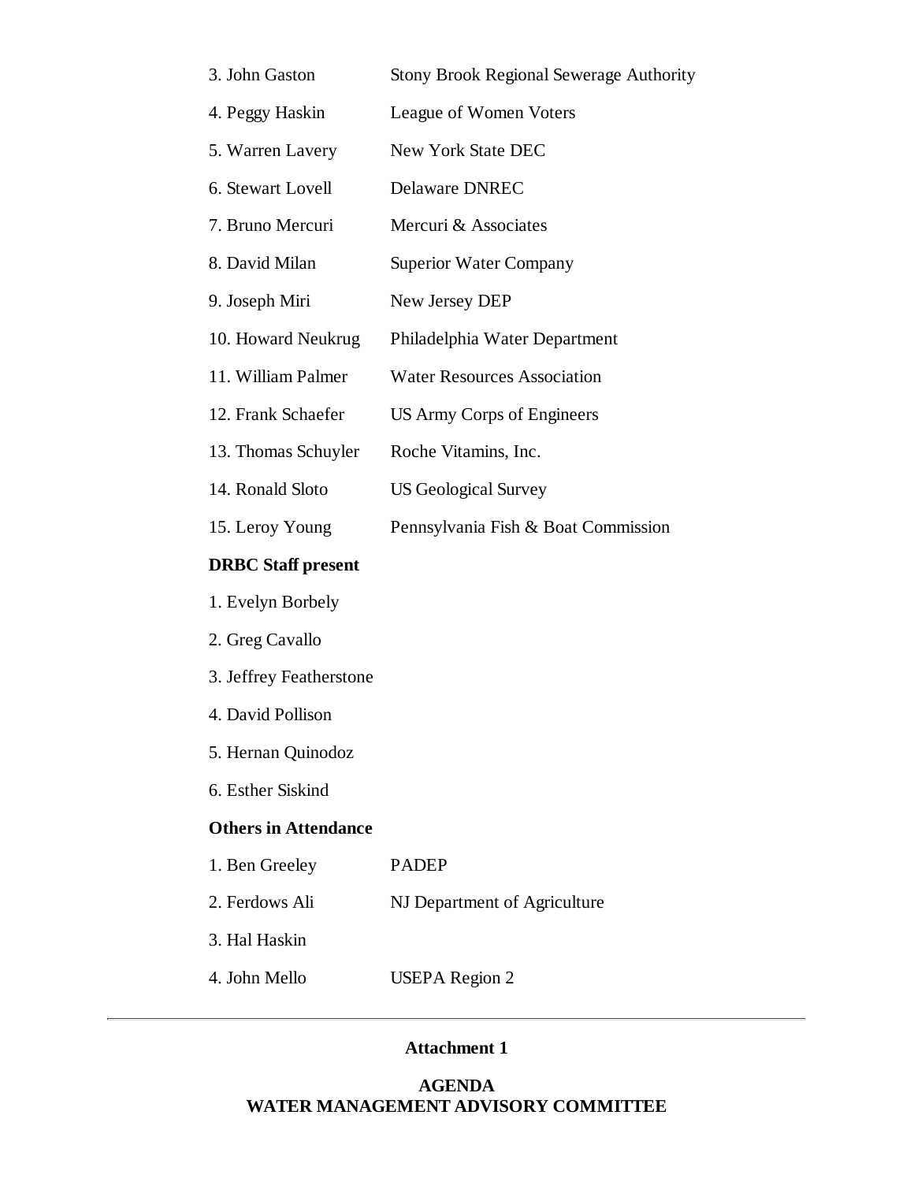| | |
|---|---|
| 3. John Gaston | Stony Brook Regional Sewerage Authority |
| 4. Peggy Haskin | League of Women Voters |
| 5. Warren Lavery | New York State DEC |
| 6. Stewart Lovell | Delaware DNREC |
| 7. Bruno Mercuri | Mercuri & Associates |
| 8. David Milan | Superior Water Company |
| 9. Joseph Miri | New Jersey DEP |
| 10. Howard Neukrug | Philadelphia Water Department |
| 11. William Palmer | Water Resources Association |
| 12. Frank Schaefer | US Army Corps of Engineers |
| 13. Thomas Schuyler | Roche Vitamins, Inc. |
| 14. Ronald Sloto | US Geological Survey |
| 15. Leroy Young | Pennsylvania Fish & Boat Commission |

**DRBC Staff present**

1. Evelyn Borbely
2. Greg Cavallo
3. Jeffrey Featherstone
4. David Pollison
5. Hernan Quinodoz
6. Esther Siskind

**Others in Attendance**

| | |
|---|---|
| 1. Ben Greeley | PADEP |
| 2. Ferdows Ali | NJ Department of Agriculture |
| 3. Hal Haskin | |
| 4. John Mello | USEPA Region 2 |

---

**Attachment 1**

**AGENDA**
**WATER MANAGEMENT ADVISORY COMMITTEE**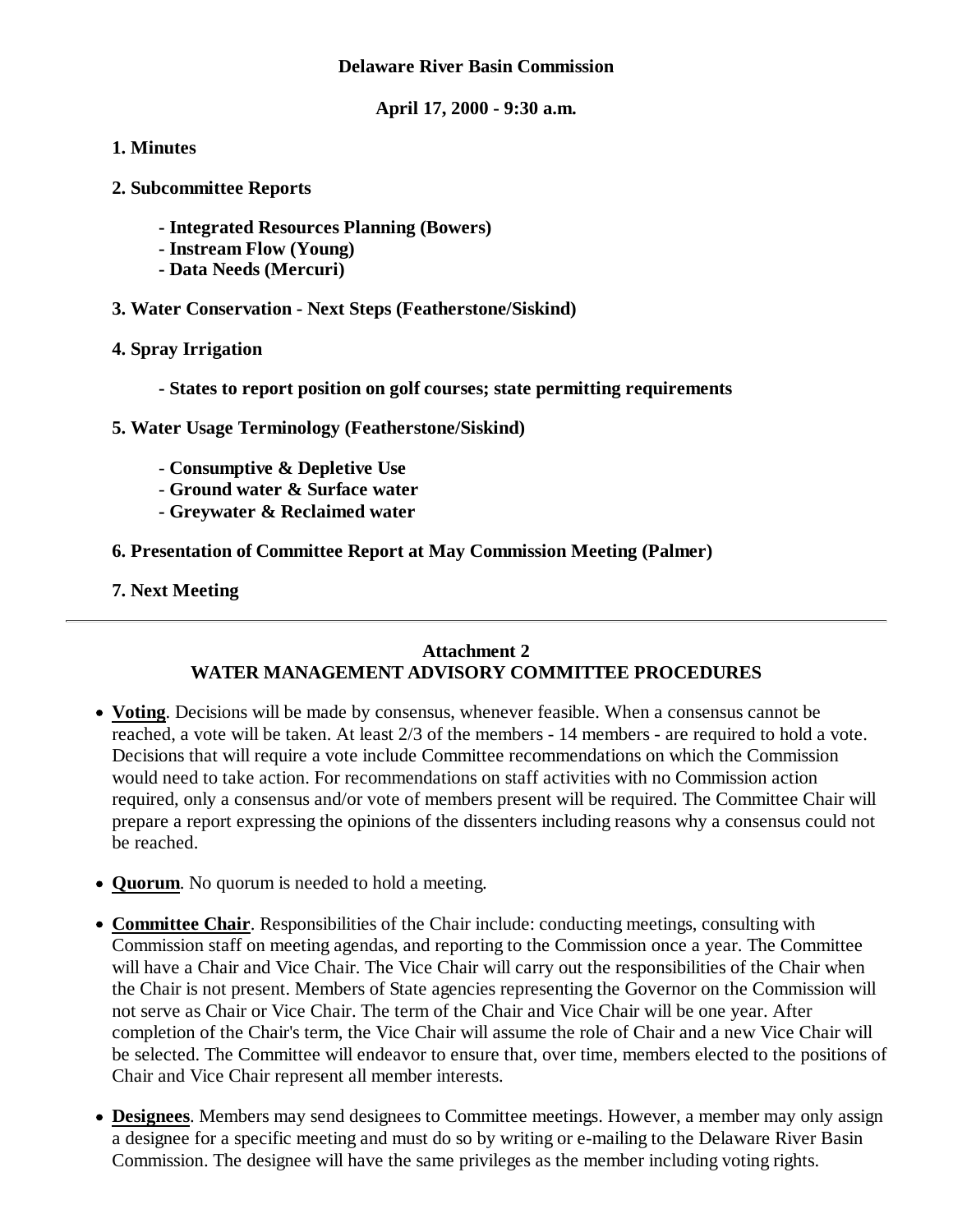**Delaware River Basin Commission**

**April 17, 2000 - 9:30 a.m.**

**1. Minutes**

**2. Subcommittee Reports**

- **Integrated Resources Planning (Bowers)**
- **Instream Flow (Young)**
- **Data Needs (Mercuri)**

**3. Water Conservation - Next Steps (Featherstone/Siskind)**

**4. Spray Irrigation**

- **States to report position on golf courses; state permitting requirements**

**5. Water Usage Terminology (Featherstone/Siskind)**

- **Consumptive & Depletive Use**
- **Ground water & Surface water**
- **Greywater & Reclaimed water**

**6. Presentation of Committee Report at May Commission Meeting (Palmer)**

**7. Next Meeting**

---

## Attachment 2
## WATER MANAGEMENT ADVISORY COMMITTEE PROCEDURES

- **Voting**. Decisions will be made by consensus, whenever feasible. When a consensus cannot be reached, a vote will be taken. At least 2/3 of the members - 14 members - are required to hold a vote. Decisions that will require a vote include Committee recommendations on which the Commission would need to take action. For recommendations on staff activities with no Commission action required, only a consensus and/or vote of members present will be required. The Committee Chair will prepare a report expressing the opinions of the dissenters including reasons why a consensus could not be reached.
- **Quorum**. No quorum is needed to hold a meeting.
- **Committee Chair**. Responsibilities of the Chair include: conducting meetings, consulting with Commission staff on meeting agendas, and reporting to the Commission once a year. The Committee will have a Chair and Vice Chair. The Vice Chair will carry out the responsibilities of the Chair when the Chair is not present. Members of State agencies representing the Governor on the Commission will not serve as Chair or Vice Chair. The term of the Chair and Vice Chair will be one year. After completion of the Chair's term, the Vice Chair will assume the role of Chair and a new Vice Chair will be selected. The Committee will endeavor to ensure that, over time, members elected to the positions of Chair and Vice Chair represent all member interests.
- **Designees**. Members may send designees to Committee meetings. However, a member may only assign a designee for a specific meeting and must do so by writing or e-mailing to the Delaware River Basin Commission. The designee will have the same privileges as the member including voting rights.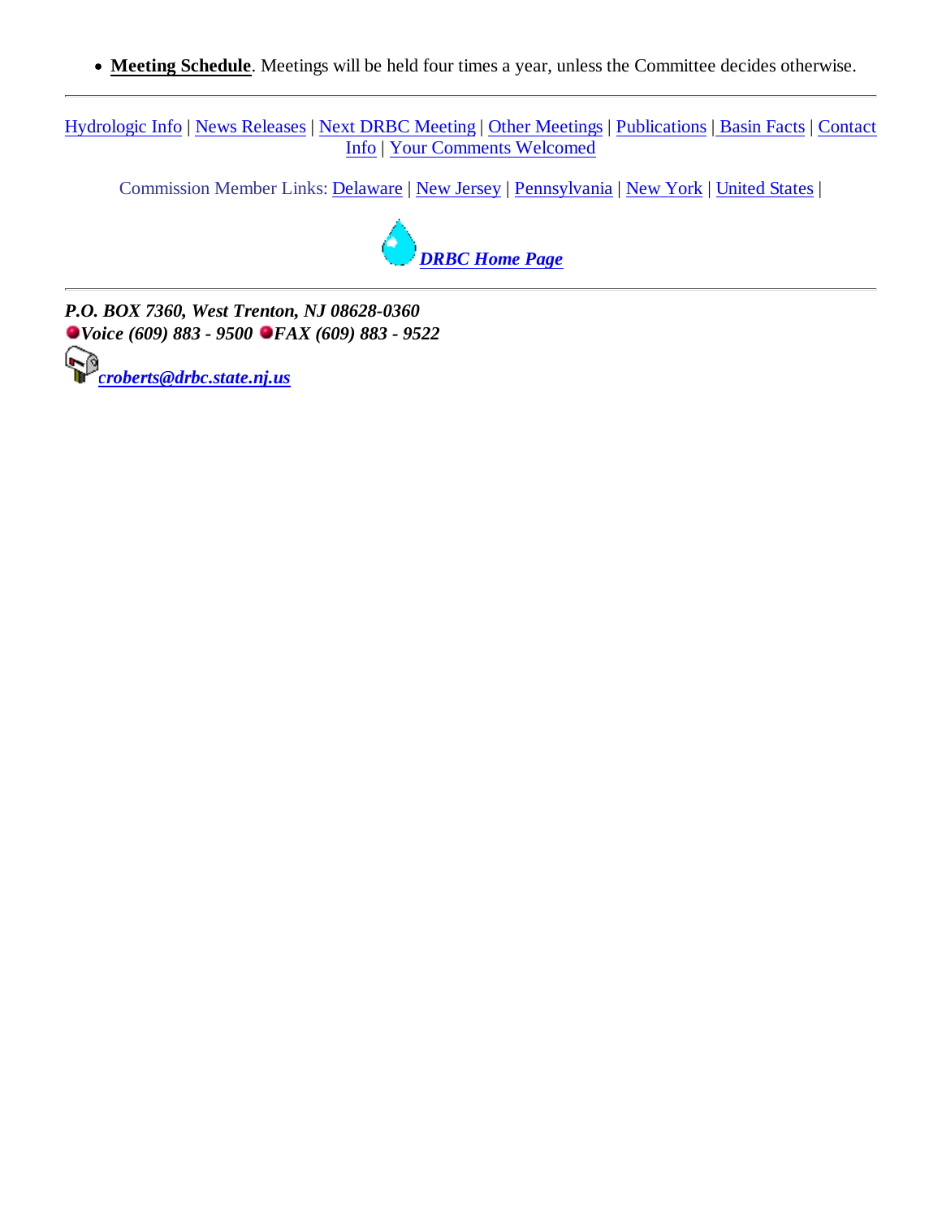- **Meeting Schedule**. Meetings will be held four times a year, unless the Committee decides otherwise.

---

Hydrologic Info | News Releases | Next DRBC Meeting | Other Meetings | Publications | Basin Facts | Contact Info | Your Comments Welcomed

Commission Member Links: Delaware | New Jersey | Pennsylvania | New York | United States |

***DRBC Home Page***

---

***P.O. BOX 7360, West Trenton, NJ 08628-0360***
***Voice (609) 883 - 9500 FAX (609) 883 - 9522***
***croberts@drbc.state.nj.us***